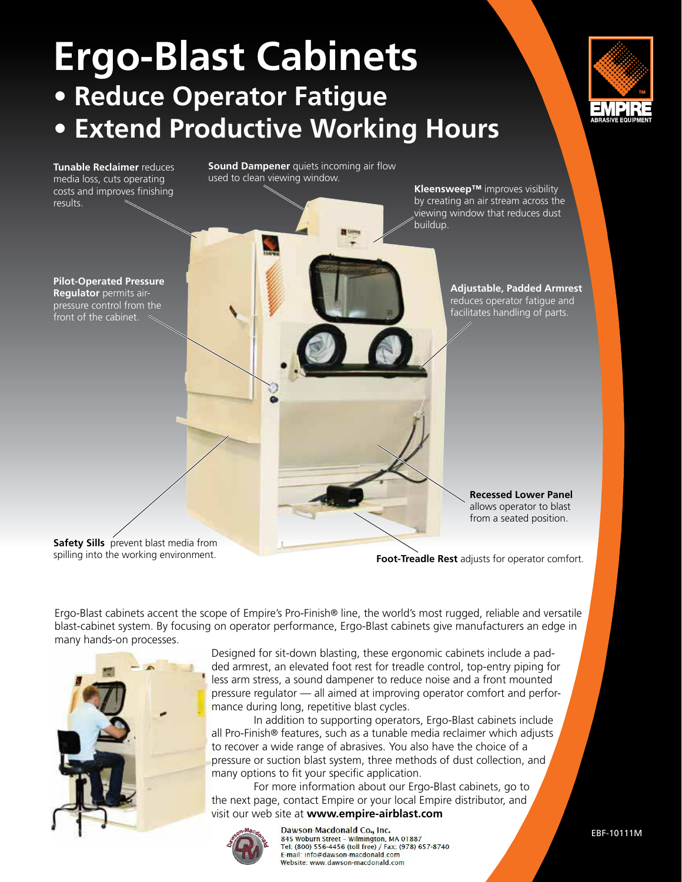# Ergo-Blast Cabinets

## • Reduce Operator Fatigue
## • Extend Productive Working Hours

EMPIRE
ABRASIVE EQUIPMENT

**Tunable Reclaimer** reduces media loss, cuts operating costs and improves finishing results.

**Sound Dampener** quiets incoming air flow used to clean viewing window.

**Kleensweep™** improves visibility by creating an air stream across the viewing window that reduces dust buildup.

**Pilot-Operated Pressure Regulator** permits air-pressure control from the front of the cabinet.

**Adjustable, Padded Armrest** reduces operator fatigue and facilitates handling of parts.

**Recessed Lower Panel** allows operator to blast from a seated position.

**Safety Sills** prevent blast media from spilling into the working environment.

**Foot-Treadle Rest** adjusts for operator comfort.

Ergo-Blast cabinets accent the scope of Empire's Pro-Finish® line, the world's most rugged, reliable and versatile blast-cabinet system. By focusing on operator performance, Ergo-Blast cabinets give manufacturers an edge in many hands-on processes.

Designed for sit-down blasting, these ergonomic cabinets include a padded armrest, an elevated foot rest for treadle control, top-entry piping for less arm stress, a sound dampener to reduce noise and a front mounted pressure regulator — all aimed at improving operator comfort and performance during long, repetitive blast cycles.

In addition to supporting operators, Ergo-Blast cabinets include all Pro-Finish® features, such as a tunable media reclaimer which adjusts to recover a wide range of abrasives. You also have the choice of a pressure or suction blast system, three methods of dust collection, and many options to fit your specific application.

For more information about our Ergo-Blast cabinets, go to the next page, contact Empire or your local Empire distributor, and visit our web site at **www.empire-airblast.com**

Dawson-Macdonald Co., Inc.
845 Woburn Street - Wilmington, MA 01887
Tel: (800) 556-4456 (toll free) / Fax: (978) 657-8740
E-mail: info@dawson-macdonald.com
Website: www.dawson-macdonald.com

EBF-10111M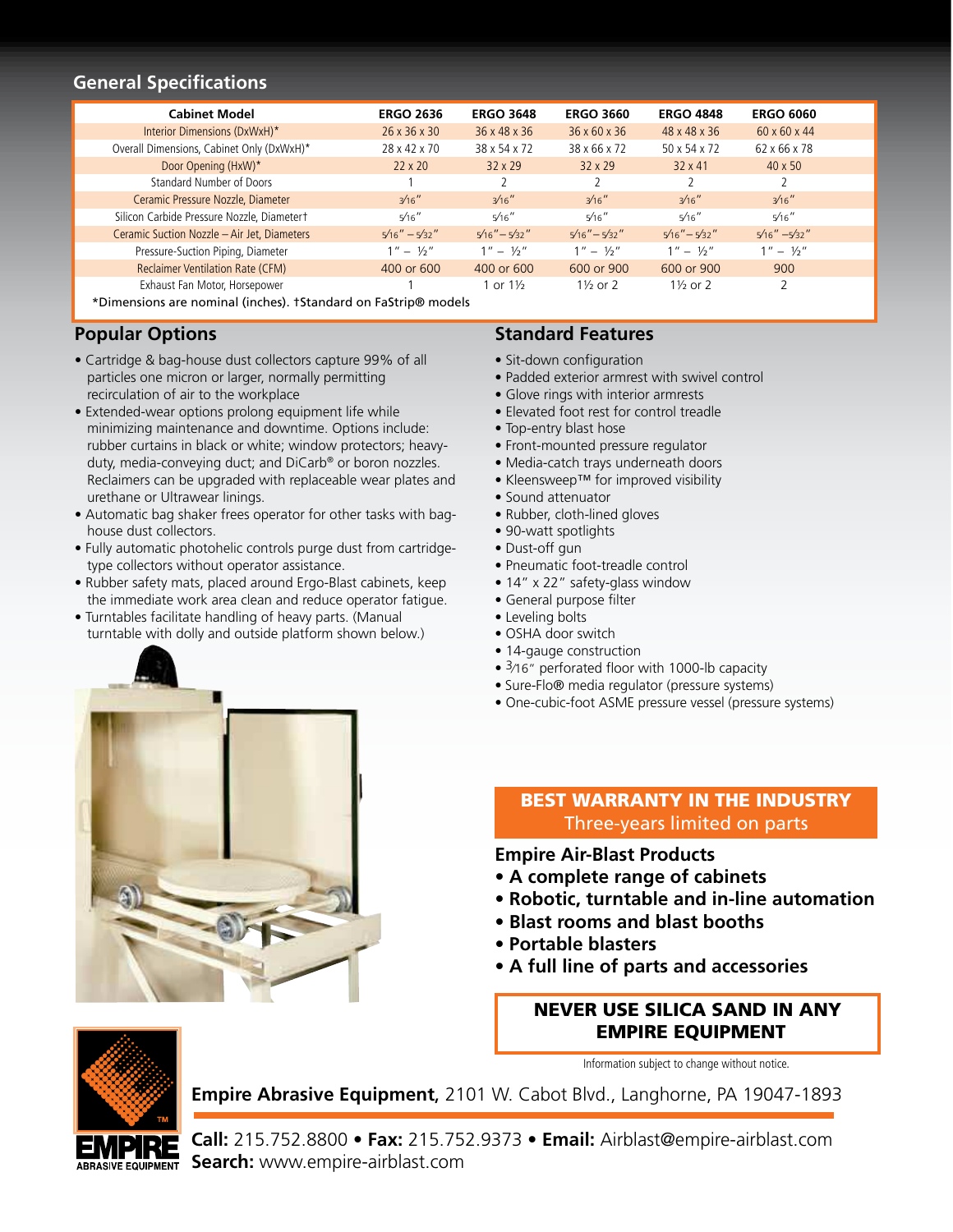## General Specifications

| Cabinet Model | ERGO 2636 | ERGO 3648 | ERGO 3660 | ERGO 4848 | ERGO 6060 |
|---|---|---|---|---|---|
| Interior Dimensions (DxWxH)* | 26 x 36 x 30 | 36 x 48 x 36 | 36 x 60 x 36 | 48 x 48 x 36 | 60 x 60 x 44 |
| Overall Dimensions, Cabinet Only (DxWxH)* | 28 x 42 x 70 | 38 x 54 x 72 | 38 x 66 x 72 | 50 x 54 x 72 | 62 x 66 x 78 |
| Door Opening (HxW)* | 22 x 20 | 32 x 29 | 32 x 29 | 32 x 41 | 40 x 50 |
| Standard Number of Doors | 1 | 2 | 2 | 2 | 2 |
| Ceramic Pressure Nozzle, Diameter | 3⁄16" | 3⁄16" | 3⁄16" | 3⁄16" | 3⁄16" |
| Silicon Carbide Pressure Nozzle, Diameter† | 5⁄16" | 5⁄16" | 5⁄16" | 5⁄16" | 5⁄16" |
| Ceramic Suction Nozzle – Air Jet, Diameters | 5⁄16" – 5⁄32" | 5⁄16" – 5⁄32" | 5⁄16" – 5⁄32" | 5⁄16" – 5⁄32" | 5⁄16" – 5⁄32" |
| Pressure-Suction Piping, Diameter | 1" – ½" | 1" – ½" | 1" – ½" | 1" – ½" | 1" – ½" |
| Reclaimer Ventilation Rate (CFM) | 400 or 600 | 400 or 600 | 600 or 900 | 600 or 900 | 900 |
| Exhaust Fan Motor, Horsepower | 1 | 1 or 1½ | 1½ or 2 | 1½ or 2 | 2 |

*Dimensions are nominal (inches). †Standard on FaStrip® models

## Popular Options

- Cartridge & bag-house dust collectors capture 99% of all particles one micron or larger, normally permitting recirculation of air to the workplace
- Extended-wear options prolong equipment life while minimizing maintenance and downtime. Options include: rubber curtains in black or white; window protectors; heavy-duty, media-conveying duct; and DiCarb® or boron nozzles. Reclaimers can be upgraded with replaceable wear plates and urethane or Ultrawear linings.
- Automatic bag shaker frees operator for other tasks with bag-house dust collectors.
- Fully automatic photohelic controls purge dust from cartridge-type collectors without operator assistance.
- Rubber safety mats, placed around Ergo-Blast cabinets, keep the immediate work area clean and reduce operator fatigue.
- Turntables facilitate handling of heavy parts. (Manual turntable with dolly and outside platform shown below.)

## Standard Features

- Sit-down configuration
- Padded exterior armrest with swivel control
- Glove rings with interior armrests
- Elevated foot rest for control treadle
- Top-entry blast hose
- Front-mounted pressure regulator
- Media-catch trays underneath doors
- Kleensweep™ for improved visibility
- Sound attenuator
- Rubber, cloth-lined gloves
- 90-watt spotlights
- Dust-off gun
- Pneumatic foot-treadle control
- 14" x 22" safety-glass window
- General purpose filter
- Leveling bolts
- OSHA door switch
- 14-gauge construction
- 3⁄16" perforated floor with 1000-lb capacity
- Sure-Flo® media regulator (pressure systems)
- One-cubic-foot ASME pressure vessel (pressure systems)

**BEST WARRANTY IN THE INDUSTRY**
Three-years limited on parts

**Empire Air-Blast Products**

- **A complete range of cabinets**
- **Robotic, turntable and in-line automation**
- **Blast rooms and blast booths**
- **Portable blasters**
- **A full line of parts and accessories**

**NEVER USE SILICA SAND IN ANY EMPIRE EQUIPMENT**

Information subject to change without notice.

EMPIRE ABRASIVE EQUIPMENT

**Empire Abrasive Equipment**, 2101 W. Cabot Blvd., Langhorne, PA 19047-1893

**Call:** 215.752.8800 • **Fax:** 215.752.9373 • **Email:** Airblast@empire-airblast.com
**Search:** www.empire-airblast.com